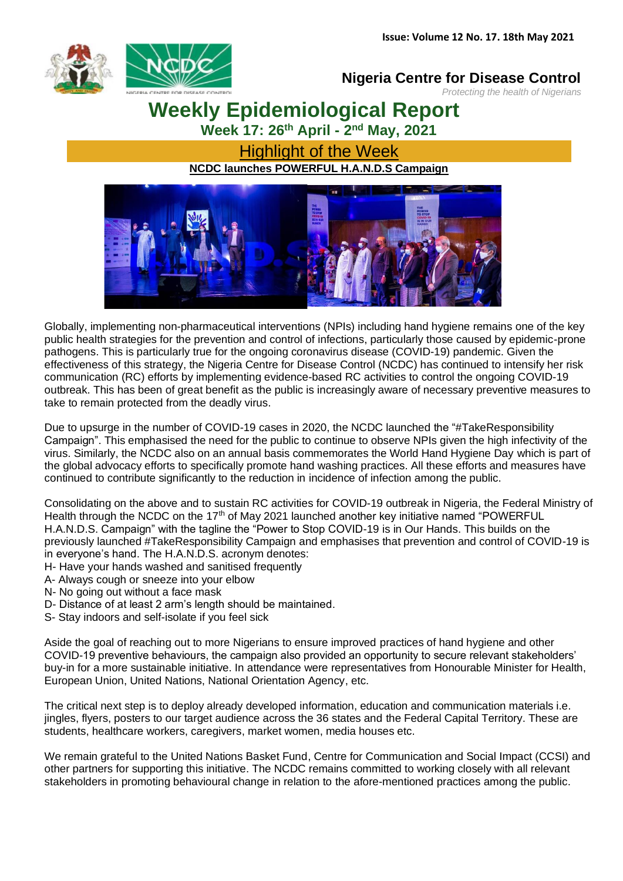Issue: Volume 12 No. 17. 18th May 2021

**Nigeria Centre for Disease Control**

*Protecting the health of Nigerians*

# Weekly Epidemiological Report

## Week 17: 26th April - 2nd May, 2021

## Highlight of the Week

**NCDC launches POWERFUL H.A.N.D.S Campaign**

Globally, implementing non-pharmaceutical interventions (NPIs) including hand hygiene remains one of the key public health strategies for the prevention and control of infections, particularly those caused by epidemic-prone pathogens. This is particularly true for the ongoing coronavirus disease (COVID-19) pandemic. Given the effectiveness of this strategy, the Nigeria Centre for Disease Control (NCDC) has continued to intensify her risk communication (RC) efforts by implementing evidence-based RC activities to control the ongoing COVID-19 outbreak. This has been of great benefit as the public is increasingly aware of necessary preventive measures to take to remain protected from the deadly virus.

Due to upsurge in the number of COVID-19 cases in 2020, the NCDC launched the "#TakeResponsibility Campaign". This emphasised the need for the public to continue to observe NPIs given the high infectivity of the virus. Similarly, the NCDC also on an annual basis commemorates the World Hand Hygiene Day which is part of the global advocacy efforts to specifically promote hand washing practices. All these efforts and measures have continued to contribute significantly to the reduction in incidence of infection among the public.

Consolidating on the above and to sustain RC activities for COVID-19 outbreak in Nigeria, the Federal Ministry of Health through the NCDC on the 17th of May 2021 launched another key initiative named "POWERFUL H.A.N.D.S. Campaign" with the tagline the "Power to Stop COVID-19 is in Our Hands. This builds on the previously launched #TakeResponsibility Campaign and emphasises that prevention and control of COVID-19 is in everyone's hand. The H.A.N.D.S. acronym denotes:

H- Have your hands washed and sanitised frequently
A- Always cough or sneeze into your elbow
N- No going out without a face mask
D- Distance of at least 2 arm's length should be maintained.
S- Stay indoors and self-isolate if you feel sick

Aside the goal of reaching out to more Nigerians to ensure improved practices of hand hygiene and other COVID-19 preventive behaviours, the campaign also provided an opportunity to secure relevant stakeholders' buy-in for a more sustainable initiative. In attendance were representatives from Honourable Minister for Health, European Union, United Nations, National Orientation Agency, etc.

The critical next step is to deploy already developed information, education and communication materials i.e. jingles, flyers, posters to our target audience across the 36 states and the Federal Capital Territory. These are students, healthcare workers, caregivers, market women, media houses etc.

We remain grateful to the United Nations Basket Fund, Centre for Communication and Social Impact (CCSI) and other partners for supporting this initiative. The NCDC remains committed to working closely with all relevant stakeholders in promoting behavioural change in relation to the afore-mentioned practices among the public.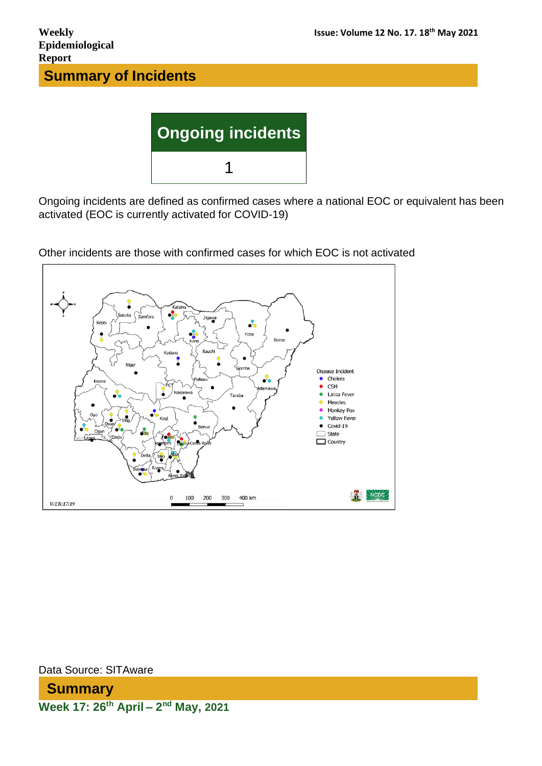## Summary of Incidents

| Ongoing incidents |
| --- |
| 1 |

Ongoing incidents are defined as confirmed cases where a national EOC or equivalent has been activated (EOC is currently activated for COVID-19)

Other incidents are those with confirmed cases for which EOC is not activated

Data Source: SITAware

## Summary

**Week 17: 26th April – 2nd May, 2021**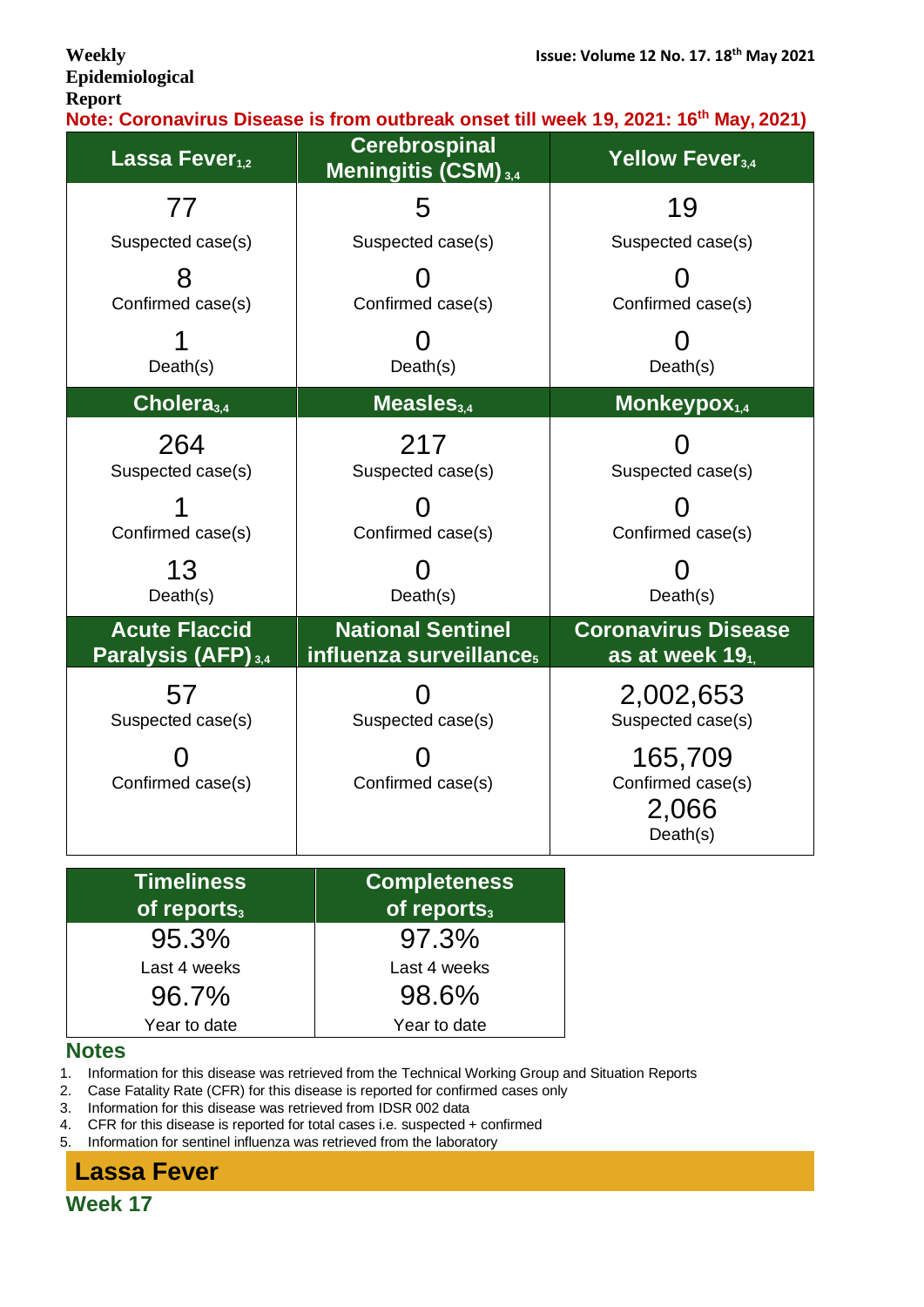**Weekly Epidemiological Report**

**Issue: Volume 12 No. 17. 18th May 2021**

**Note: Coronavirus Disease is from outbreak onset till week 19, 2021: 16th May, 2021)**

| Lassa Fever[1,2] | Cerebrospinal Meningitis (CSM)[3,4] | Yellow Fever[3,4] |
|---|---|---|
| 77 Suspected case(s) | 5 Suspected case(s) | 19 Suspected case(s) |
| 8 Confirmed case(s) | 0 Confirmed case(s) | 0 Confirmed case(s) |
| 1 Death(s) | 0 Death(s) | 0 Death(s) |
| **Cholera[3,4]** | **Measles[3,4]** | **Monkeypox[1,4]** |
| 264 Suspected case(s) | 217 Suspected case(s) | 0 Suspected case(s) |
| 1 Confirmed case(s) | 0 Confirmed case(s) | 0 Confirmed case(s) |
| 13 Death(s) | 0 Death(s) | 0 Death(s) |
| **Acute Flaccid Paralysis (AFP)[3,4]** | **National Sentinel influenza surveillance[5]** | **Coronavirus Disease as at week 19[1]** |
| 57 Suspected case(s) | 0 Suspected case(s) | 2,002,653 Suspected case(s) |
| 0 Confirmed case(s) | 0 Confirmed case(s) | 165,709 Confirmed case(s) |
| | | 2,066 Death(s) |

| Timeliness of reports[3] | Completeness of reports[3] |
|---|---|
| 95.3% Last 4 weeks | 97.3% Last 4 weeks |
| 96.7% Year to date | 98.6% Year to date |

## Notes

1. Information for this disease was retrieved from the Technical Working Group and Situation Reports
2. Case Fatality Rate (CFR) for this disease is reported for confirmed cases only
3. Information for this disease was retrieved from IDSR 002 data
4. CFR for this disease is reported for total cases i.e. suspected + confirmed
5. Information for sentinel influenza was retrieved from the laboratory

## Lassa Fever

### Week 17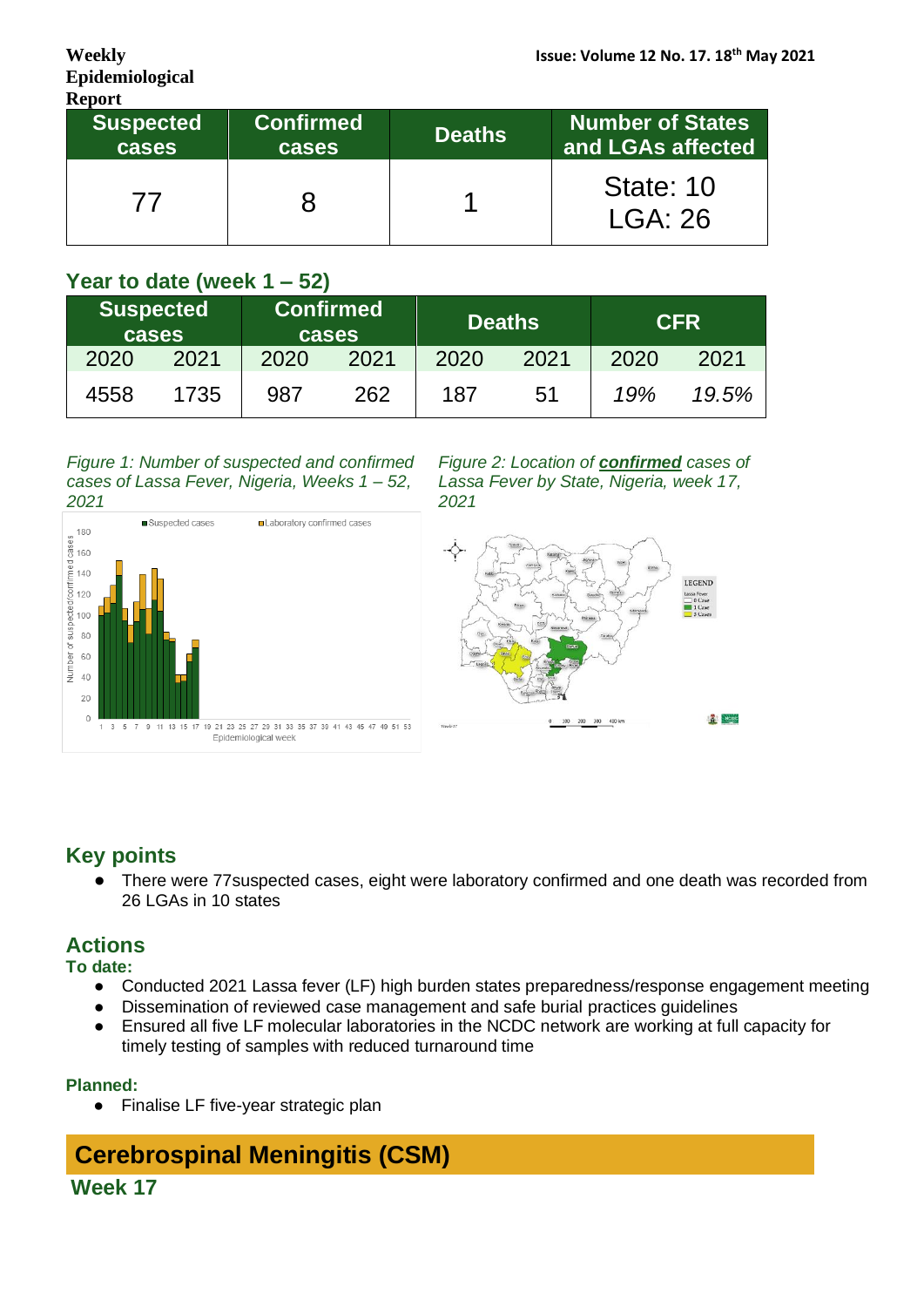Weekly Epidemiological Report

| Suspected cases | Confirmed cases | Deaths | Number of States and LGAs affected |
|---|---|---|---|
| 77 | 8 | 1 | State: 10 LGA: 26 |

## Year to date (week 1 – 52)

| Suspected cases | | Confirmed cases | | Deaths | | CFR | |
|---|---|---|---|---|---|---|---|
| 2020 | 2021 | 2020 | 2021 | 2020 | 2021 | 2020 | 2021 |
| 4558 | 1735 | 987 | 262 | 187 | 51 | *19%* | *19.5%* |

*Figure 1: Number of suspected and confirmed cases of Lassa Fever, Nigeria, Weeks 1 – 52, 2021*

*Figure 2: Location of **confirmed** cases of Lassa Fever by State, Nigeria, week 17, 2021*

## Key points

- There were 77suspected cases, eight were laboratory confirmed and one death was recorded from 26 LGAs in 10 states

## Actions

**To date:**

- Conducted 2021 Lassa fever (LF) high burden states preparedness/response engagement meeting
- Dissemination of reviewed case management and safe burial practices guidelines
- Ensured all five LF molecular laboratories in the NCDC network are working at full capacity for timely testing of samples with reduced turnaround time

**Planned:**

- Finalise LF five-year strategic plan

# Cerebrospinal Meningitis (CSM)

## Week 17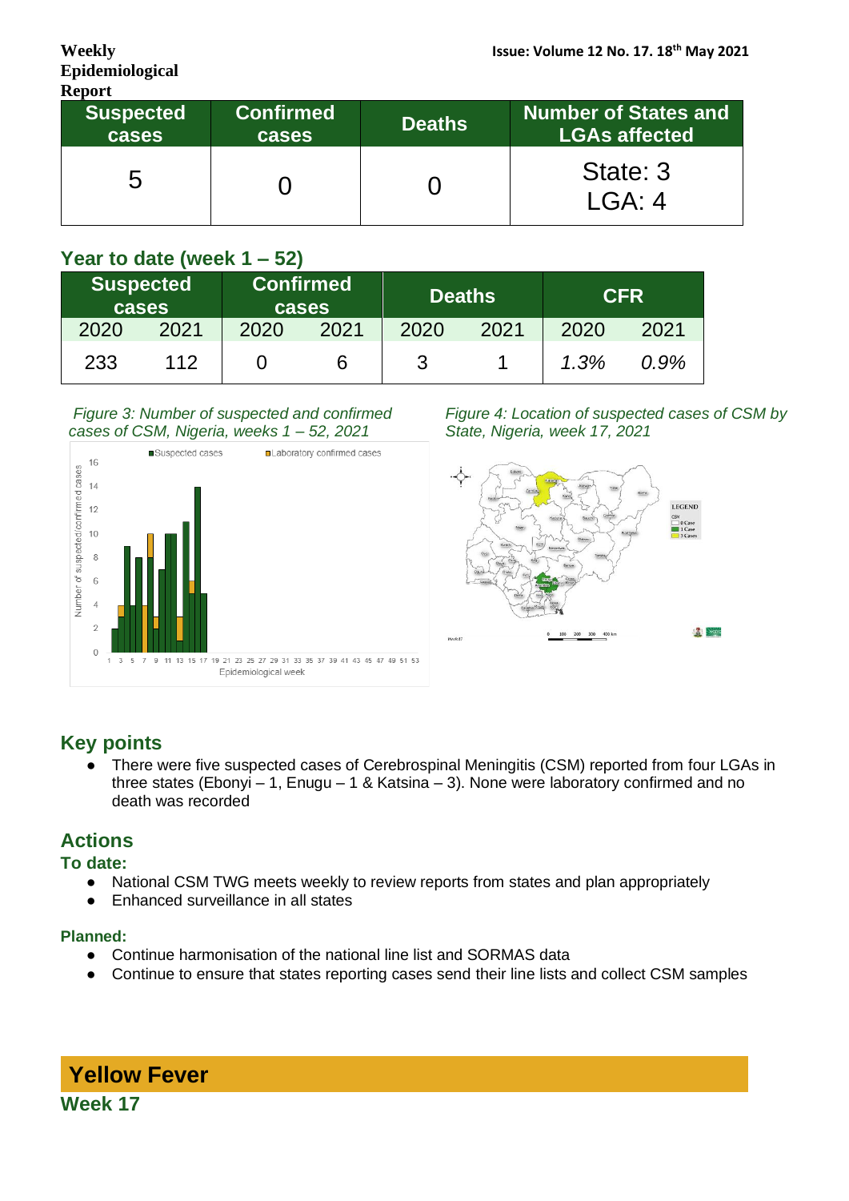| Suspected cases | Confirmed cases | Deaths | Number of States and LGAs affected |
|---|---|---|---|
| 5 | 0 | 0 | State: 3<br>LGA: 4 |

### Year to date (week 1 – 52)

| Suspected cases | | Confirmed cases | | Deaths | | CFR | |
|---|---|---|---|---|---|---|---|
| 2020 | 2021 | 2020 | 2021 | 2020 | 2021 | 2020 | 2021 |
| 233 | 112 | 0 | 6 | 3 | 1 | *1.3%* | *0.9%* |

*Figure 3: Number of suspected and confirmed cases of CSM, Nigeria, weeks 1 – 52, 2021*

*Figure 4: Location of suspected cases of CSM by State, Nigeria, week 17, 2021*

## Key points

- There were five suspected cases of Cerebrospinal Meningitis (CSM) reported from four LGAs in three states (Ebonyi – 1, Enugu – 1 & Katsina – 3). None were laboratory confirmed and no death was recorded

## Actions

### To date:

- National CSM TWG meets weekly to review reports from states and plan appropriately
- Enhanced surveillance in all states

### Planned:

- Continue harmonisation of the national line list and SORMAS data
- Continue to ensure that states reporting cases send their line lists and collect CSM samples

# Yellow Fever

## Week 17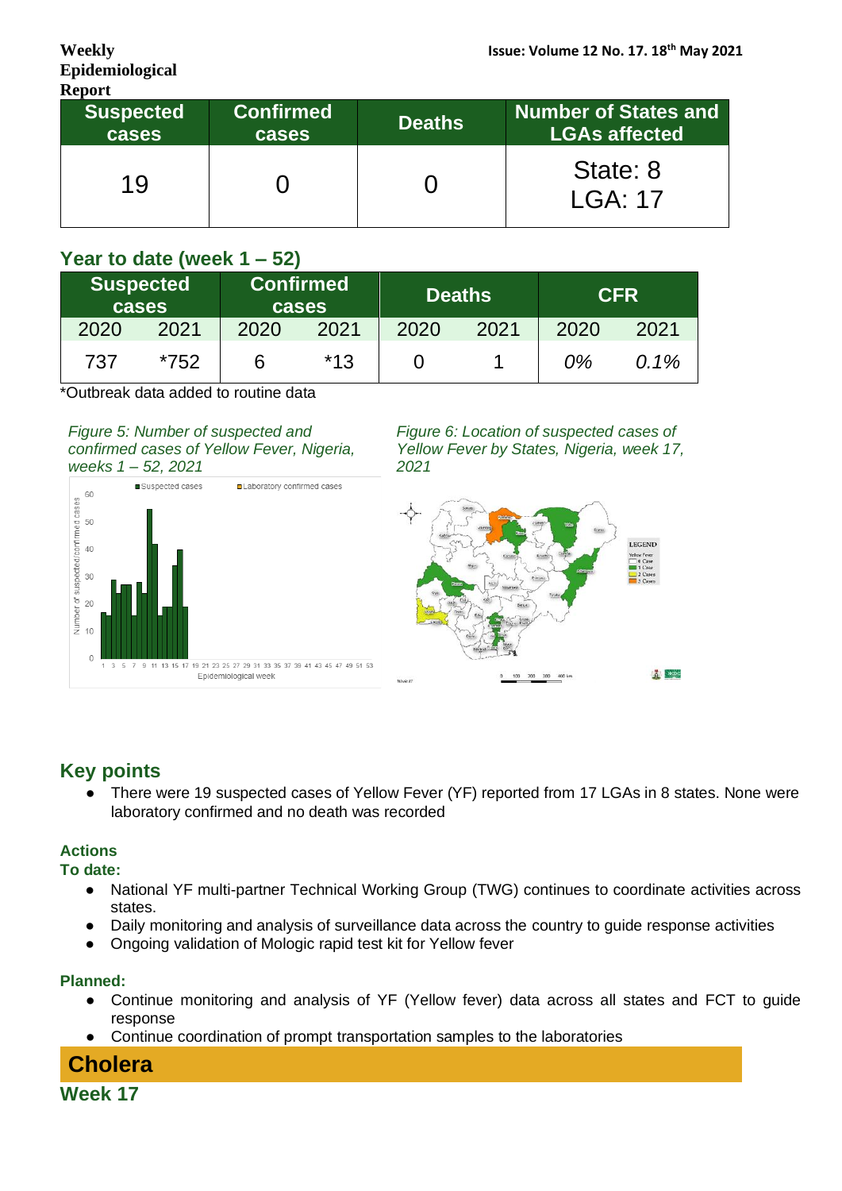| Suspected cases | Confirmed cases | Deaths | Number of States and LGAs affected |
|---|---|---|---|
| 19 | 0 | 0 | State: 8<br>LGA: 17 |

### Year to date (week 1 – 52)

| Suspected cases | | Confirmed cases | | Deaths | | CFR | |
|---|---|---|---|---|---|---|---|
| 2020 | 2021 | 2020 | 2021 | 2020 | 2021 | 2020 | 2021 |
| 737 | *752 | 6 | *13 | 0 | 1 | *0%* | *0.1%* |

*Outbreak data added to routine data

*Figure 5: Number of suspected and confirmed cases of Yellow Fever, Nigeria, weeks 1 – 52, 2021*

*Figure 6: Location of suspected cases of Yellow Fever by States, Nigeria, week 17, 2021*

## Key points

- There were 19 suspected cases of Yellow Fever (YF) reported from 17 LGAs in 8 states. None were laboratory confirmed and no death was recorded

### Actions

**To date:**

- National YF multi-partner Technical Working Group (TWG) continues to coordinate activities across states.
- Daily monitoring and analysis of surveillance data across the country to guide response activities
- Ongoing validation of Mologic rapid test kit for Yellow fever

**Planned:**

- Continue monitoring and analysis of YF (Yellow fever) data across all states and FCT to guide response
- Continue coordination of prompt transportation samples to the laboratories

# Cholera

## Week 17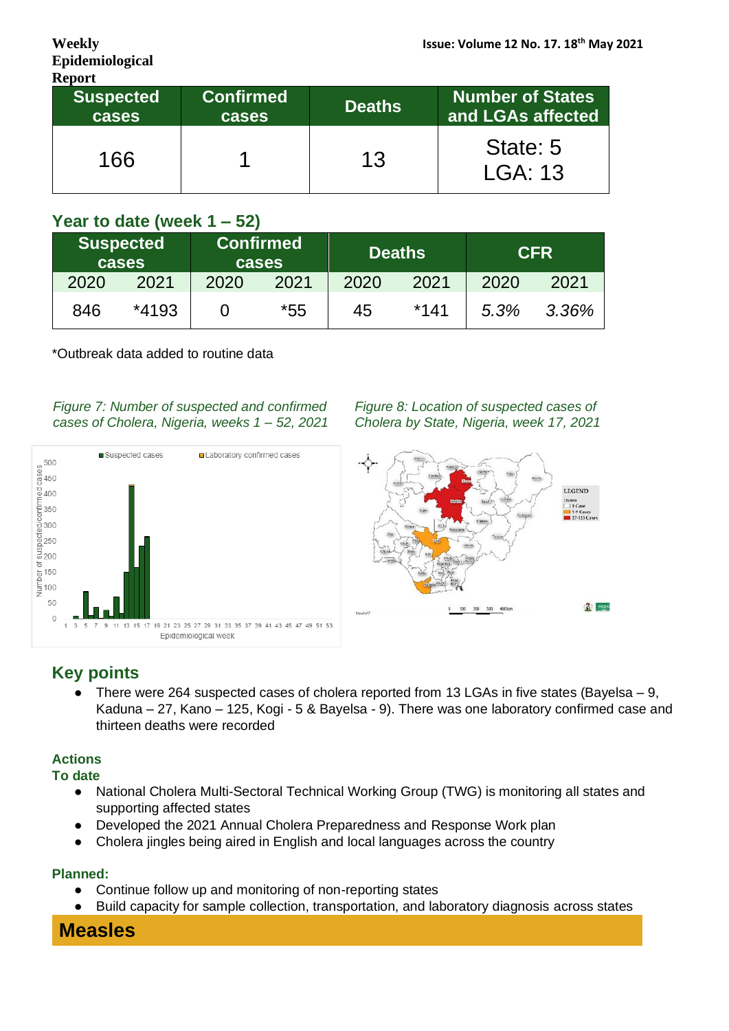| Suspected cases | Confirmed cases | Deaths | Number of States and LGAs affected |
|---|---|---|---|
| 166 | 1 | 13 | State: 5 LGA: 13 |

### Year to date (week 1 – 52)

| Suspected cases | | Confirmed cases | | Deaths | | CFR | |
|---|---|---|---|---|---|---|---|
| 2020 | 2021 | 2020 | 2021 | 2020 | 2021 | 2020 | 2021 |
| 846 | *4193 | 0 | *55 | 45 | *141 | *5.3%* | *3.36%* |

*Outbreak data added to routine data

*Figure 7: Number of suspected and confirmed cases of Cholera, Nigeria, weeks 1 – 52, 2021*

*Figure 8: Location of suspected cases of Cholera by State, Nigeria, week 17, 2021*

## Key points

- There were 264 suspected cases of cholera reported from 13 LGAs in five states (Bayelsa – 9, Kaduna – 27, Kano – 125, Kogi - 5 & Bayelsa - 9). There was one laboratory confirmed case and thirteen deaths were recorded

### Actions

**To date**

- National Cholera Multi-Sectoral Technical Working Group (TWG) is monitoring all states and supporting affected states
- Developed the 2021 Annual Cholera Preparedness and Response Work plan
- Cholera jingles being aired in English and local languages across the country

**Planned:**

- Continue follow up and monitoring of non-reporting states
- Build capacity for sample collection, transportation, and laboratory diagnosis across states

## Measles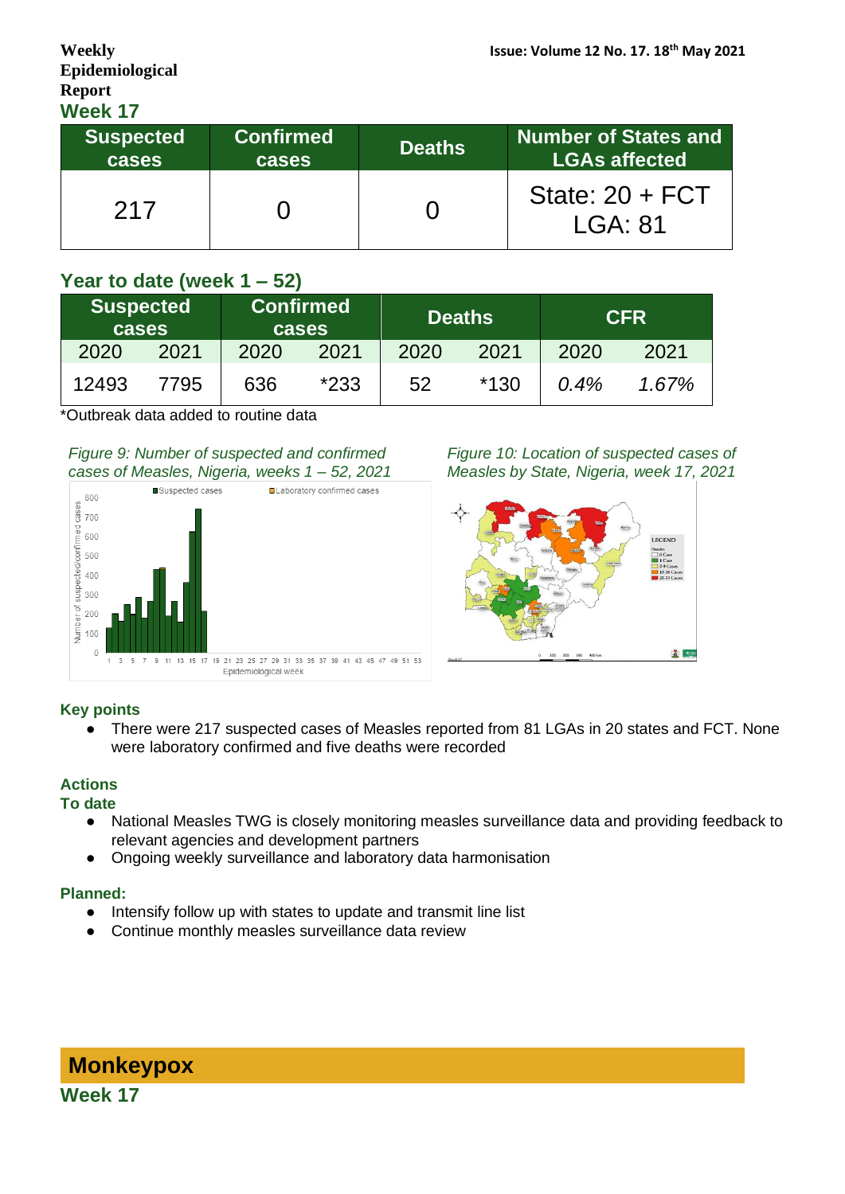Weekly Epidemiological Report

### Week 17

| Suspected cases | Confirmed cases | Deaths | Number of States and LGAs affected |
|---|---|---|---|
| 217 | 0 | 0 | State: 20 + FCT<br>LGA: 81 |

### Year to date (week 1 – 52)

| Suspected cases | | Confirmed cases | | Deaths | | CFR | |
|---|---|---|---|---|---|---|---|
| 2020 | 2021 | 2020 | 2021 | 2020 | 2021 | 2020 | 2021 |
| 12493 | 7795 | 636 | *233 | 52 | *130 | *0.4%* | *1.67%* |

*Outbreak data added to routine data

*Figure 9: Number of suspected and confirmed cases of Measles, Nigeria, weeks 1 – 52, 2021*

*Figure 10: Location of suspected cases of Measles by State, Nigeria, week 17, 2021*

### Key points

- There were 217 suspected cases of Measles reported from 81 LGAs in 20 states and FCT. None were laboratory confirmed and five deaths were recorded

### Actions

#### To date

- National Measles TWG is closely monitoring measles surveillance data and providing feedback to relevant agencies and development partners
- Ongoing weekly surveillance and laboratory data harmonisation

#### Planned:

- Intensify follow up with states to update and transmit line list
- Continue monthly measles surveillance data review

## Monkeypox

### Week 17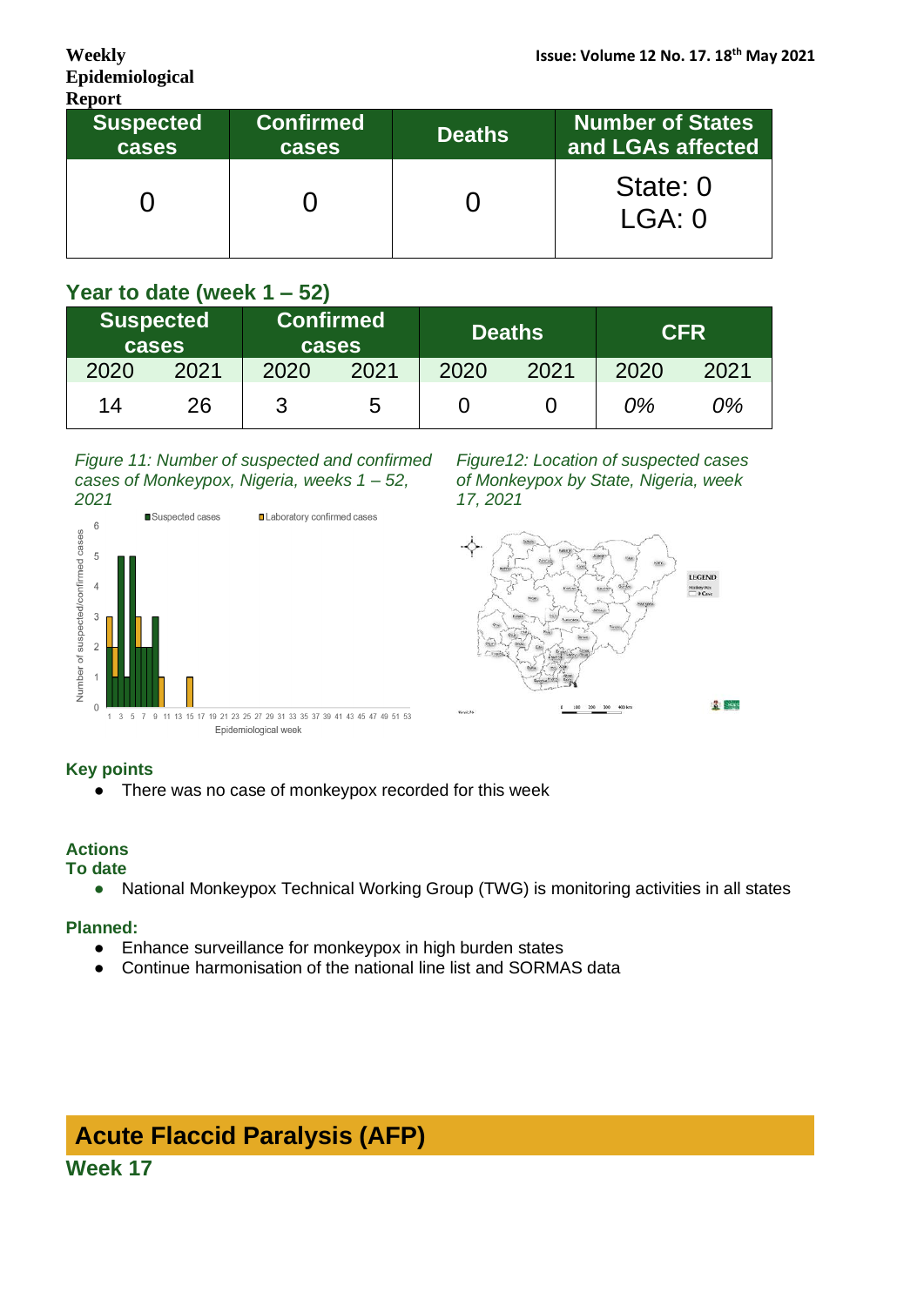| Suspected cases | Confirmed cases | Deaths | Number of States and LGAs affected |
|---|---|---|---|
| 0 | 0 | 0 | State: 0 LGA: 0 |

### Year to date (week 1 – 52)

| Suspected cases | | Confirmed cases | | Deaths | | CFR | |
|---|---|---|---|---|---|---|---|
| 2020 | 2021 | 2020 | 2021 | 2020 | 2021 | 2020 | 2021 |
| 14 | 26 | 3 | 5 | 0 | 0 | *0%* | *0%* |

*Figure 11: Number of suspected and confirmed cases of Monkeypox, Nigeria, weeks 1 – 52, 2021*

*Figure12: Location of suspected cases of Monkeypox by State, Nigeria, week 17, 2021*

### Key points

- There was no case of monkeypox recorded for this week

### Actions

**To date**

- National Monkeypox Technical Working Group (TWG) is monitoring activities in all states

**Planned:**

- Enhance surveillance for monkeypox in high burden states
- Continue harmonisation of the national line list and SORMAS data

# Acute Flaccid Paralysis (AFP)

## Week 17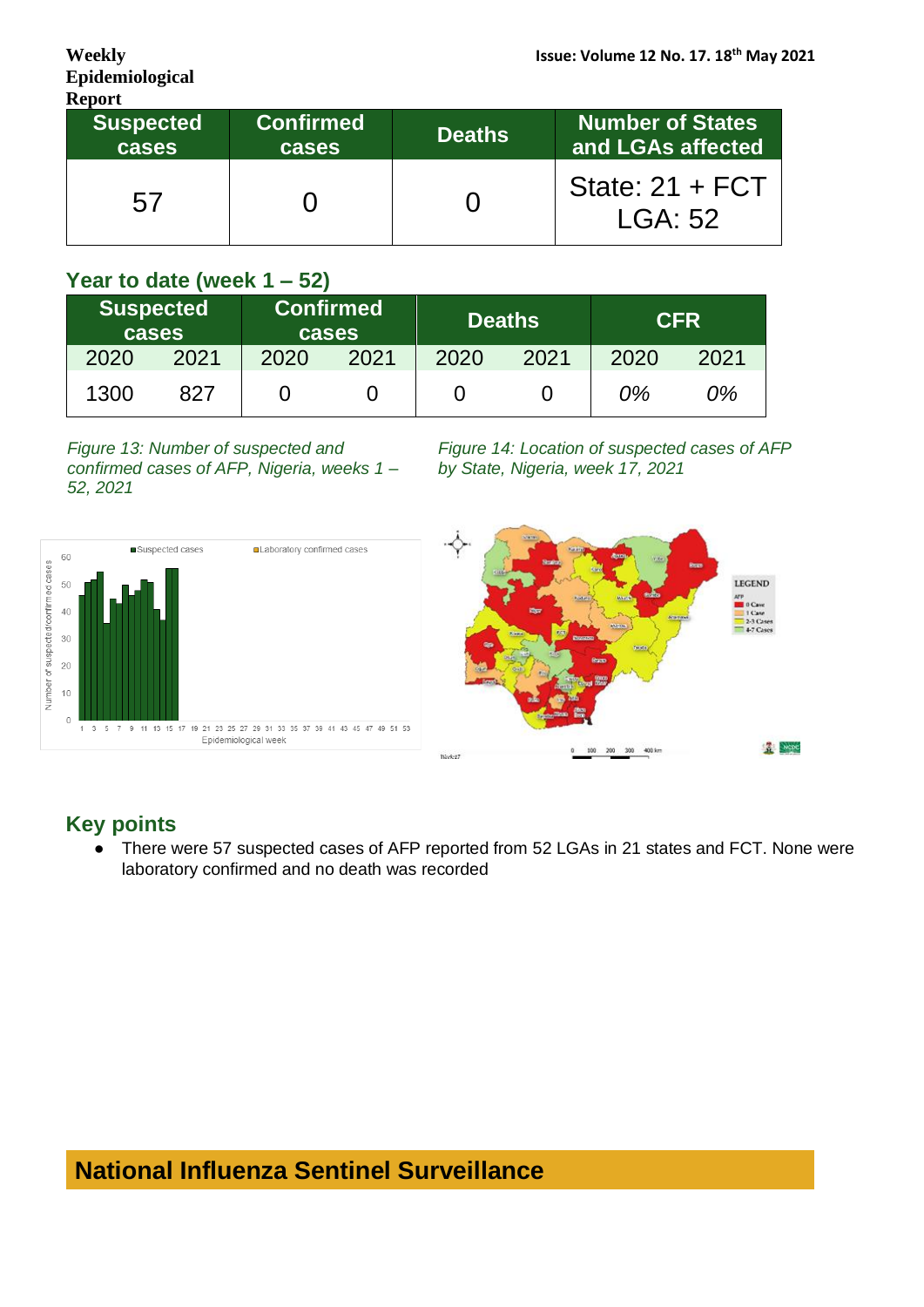| Suspected cases | Confirmed cases | Deaths | Number of States and LGAs affected |
|---|---|---|---|
| 57 | 0 | 0 | State: 21 + FCT LGA: 52 |

### Year to date (week 1 – 52)

| Suspected cases | | Confirmed cases | | Deaths | | CFR | |
|---|---|---|---|---|---|---|---|
| 2020 | 2021 | 2020 | 2021 | 2020 | 2021 | 2020 | 2021 |
| 1300 | 827 | 0 | 0 | 0 | 0 | *0%* | *0%* |

*Figure 13: Number of suspected and confirmed cases of AFP, Nigeria, weeks 1 – 52, 2021*

*Figure 14: Location of suspected cases of AFP by State, Nigeria, week 17, 2021*

## Key points

- There were 57 suspected cases of AFP reported from 52 LGAs in 21 states and FCT. None were laboratory confirmed and no death was recorded

## National Influenza Sentinel Surveillance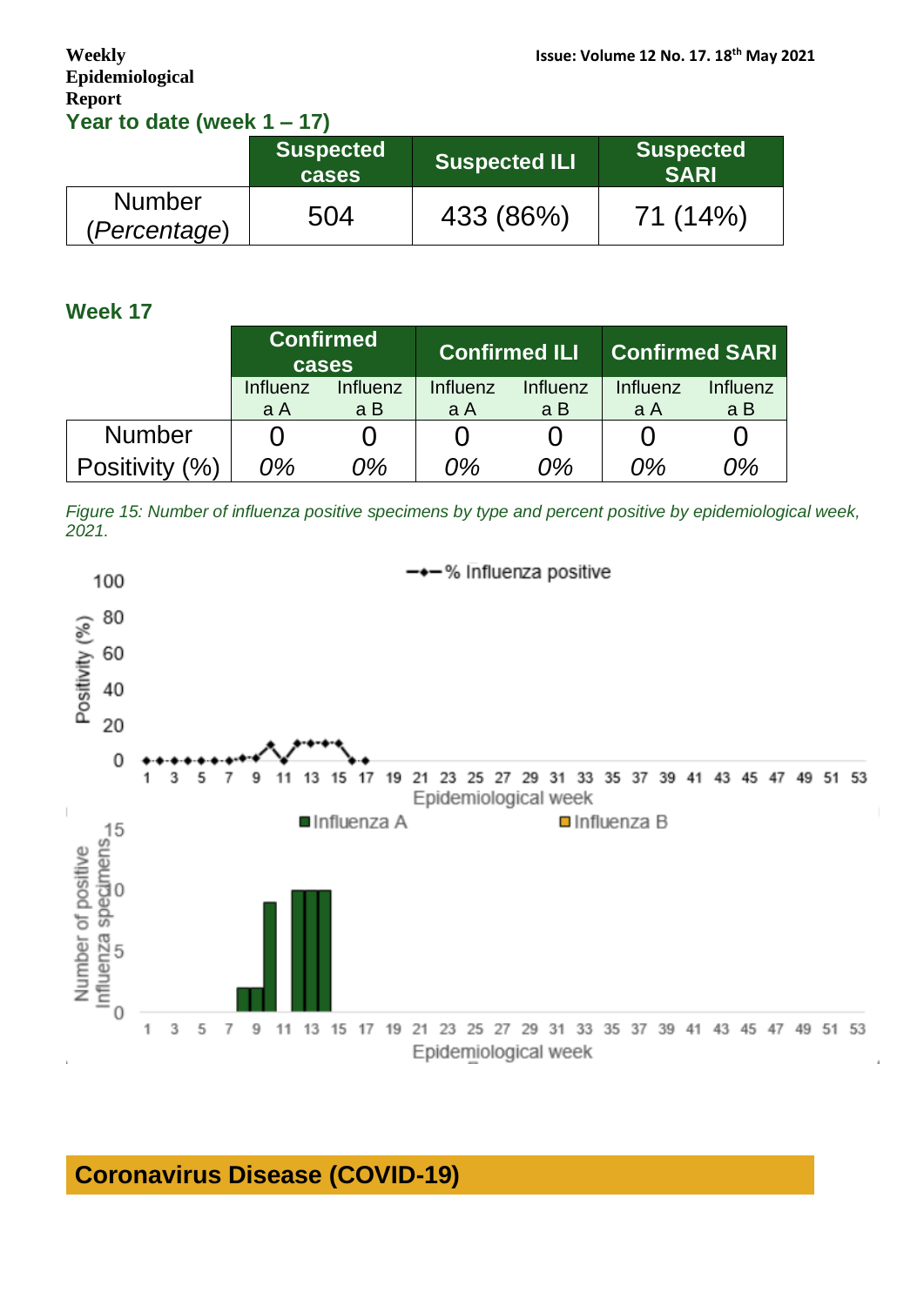## Year to date (week 1 – 17)

| | Suspected cases | Suspected ILI | Suspected SARI |
|---|---|---|---|
| Number (*Percentage*) | 504 | 433 (86%) | 71 (14%) |

## Week 17

| | Confirmed cases | | Confirmed ILI | | Confirmed SARI | |
|---|---|---|---|---|---|---|
| | Influenza A | Influenza B | Influenza A | Influenza B | Influenza A | Influenza B |
| Number | 0 | 0 | 0 | 0 | 0 | 0 |
| Positivity (%) | *0%* | *0%* | *0%* | *0%* | *0%* | *0%* |

*Figure 15: Number of influenza positive specimens by type and percent positive by epidemiological week, 2021.*

## Coronavirus Disease (COVID-19)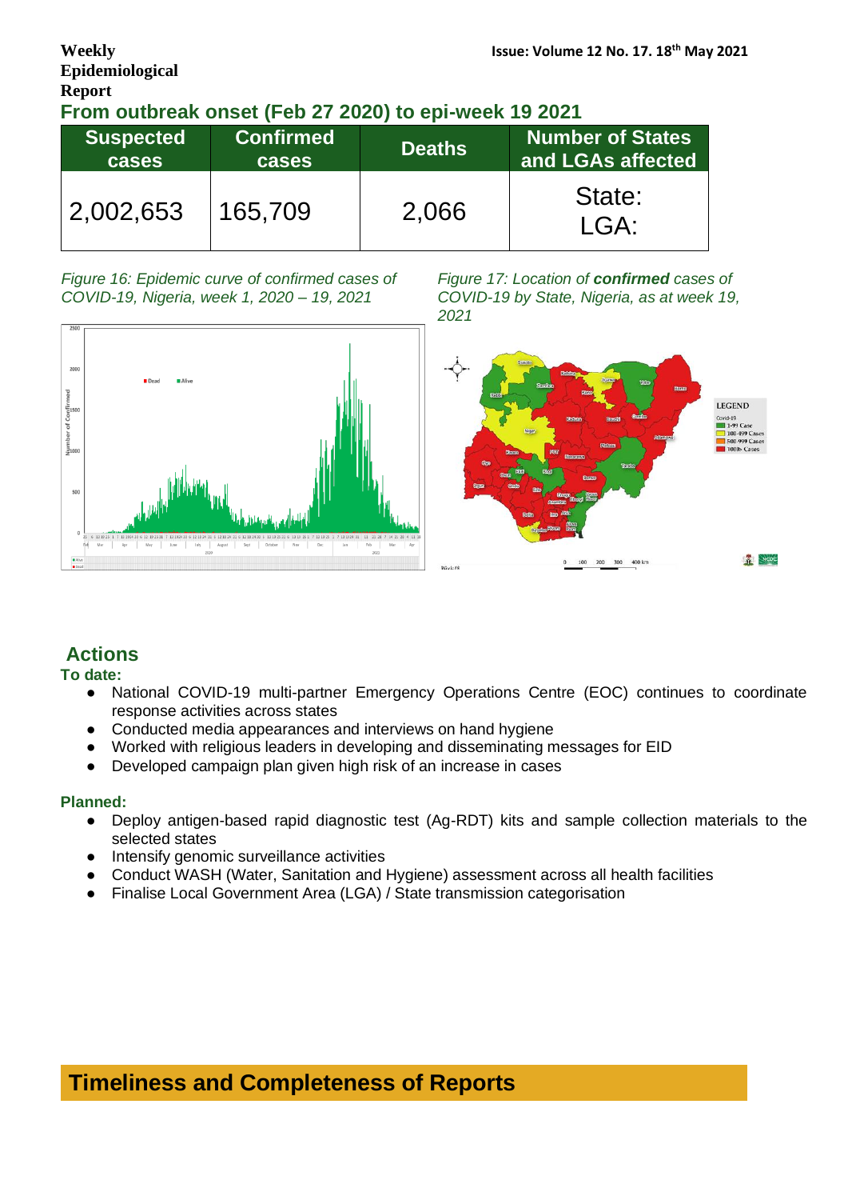## From outbreak onset (Feb 27 2020) to epi-week 19 2021

| Suspected cases | Confirmed cases | Deaths | Number of States and LGAs affected |
| --- | --- | --- | --- |
| 2,002,653 | 165,709 | 2,066 | State: LGA: |

*Figure 16: Epidemic curve of confirmed cases of COVID-19, Nigeria, week 1, 2020 – 19, 2021*

*Figure 17: Location of **confirmed** cases of COVID-19 by State, Nigeria, as at week 19, 2021*

## Actions

**To date:**

- National COVID-19 multi-partner Emergency Operations Centre (EOC) continues to coordinate response activities across states
- Conducted media appearances and interviews on hand hygiene
- Worked with religious leaders in developing and disseminating messages for EID
- Developed campaign plan given high risk of an increase in cases

**Planned:**

- Deploy antigen-based rapid diagnostic test (Ag-RDT) kits and sample collection materials to the selected states
- Intensify genomic surveillance activities
- Conduct WASH (Water, Sanitation and Hygiene) assessment across all health facilities
- Finalise Local Government Area (LGA) / State transmission categorisation

## Timeliness and Completeness of Reports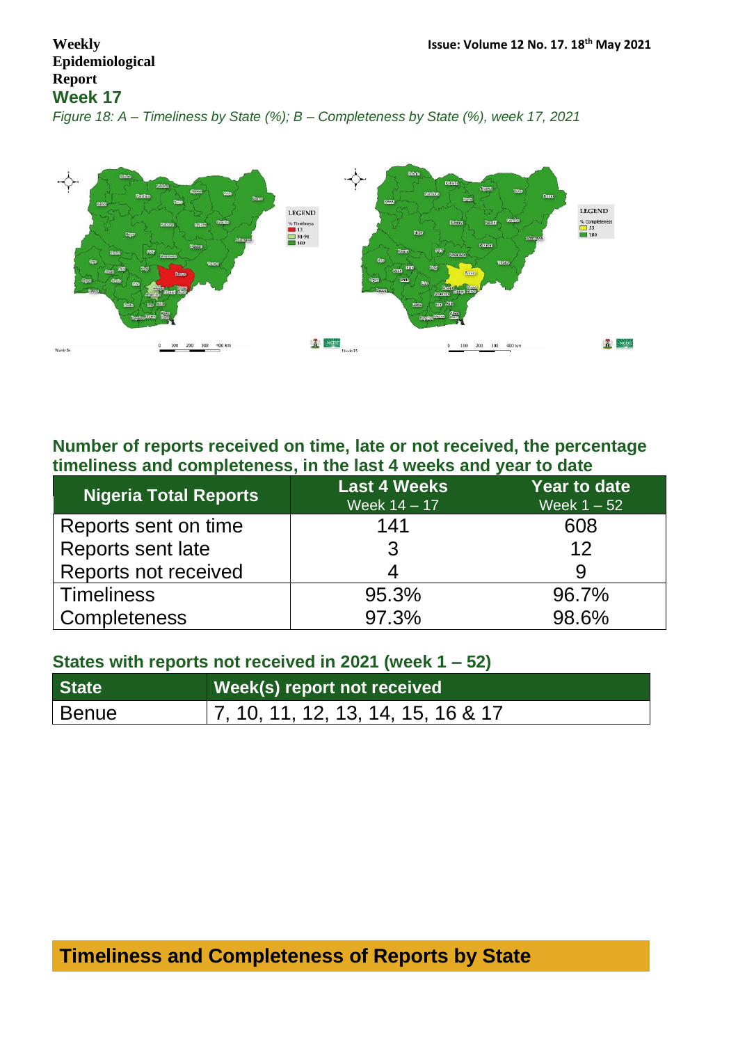Figure 18: A – Timeliness by State (%); B – Completeness by State (%), week 17, 2021

**Number of reports received on time, late or not received, the percentage timeliness and completeness, in the last 4 weeks and year to date**

| Nigeria Total Reports | Last 4 Weeks Week 14 – 17 | Year to date Week 1 – 52 |
| --- | --- | --- |
| Reports sent on time | 141 | 608 |
| Reports sent late | 3 | 12 |
| Reports not received | 4 | 9 |
| Timeliness | 95.3% | 96.7% |
| Completeness | 97.3% | 98.6% |

**States with reports not received in 2021 (week 1 – 52)**

| State | Week(s) report not received |
| --- | --- |
| Benue | 7, 10, 11, 12, 13, 14, 15, 16 & 17 |

## Timeliness and Completeness of Reports by State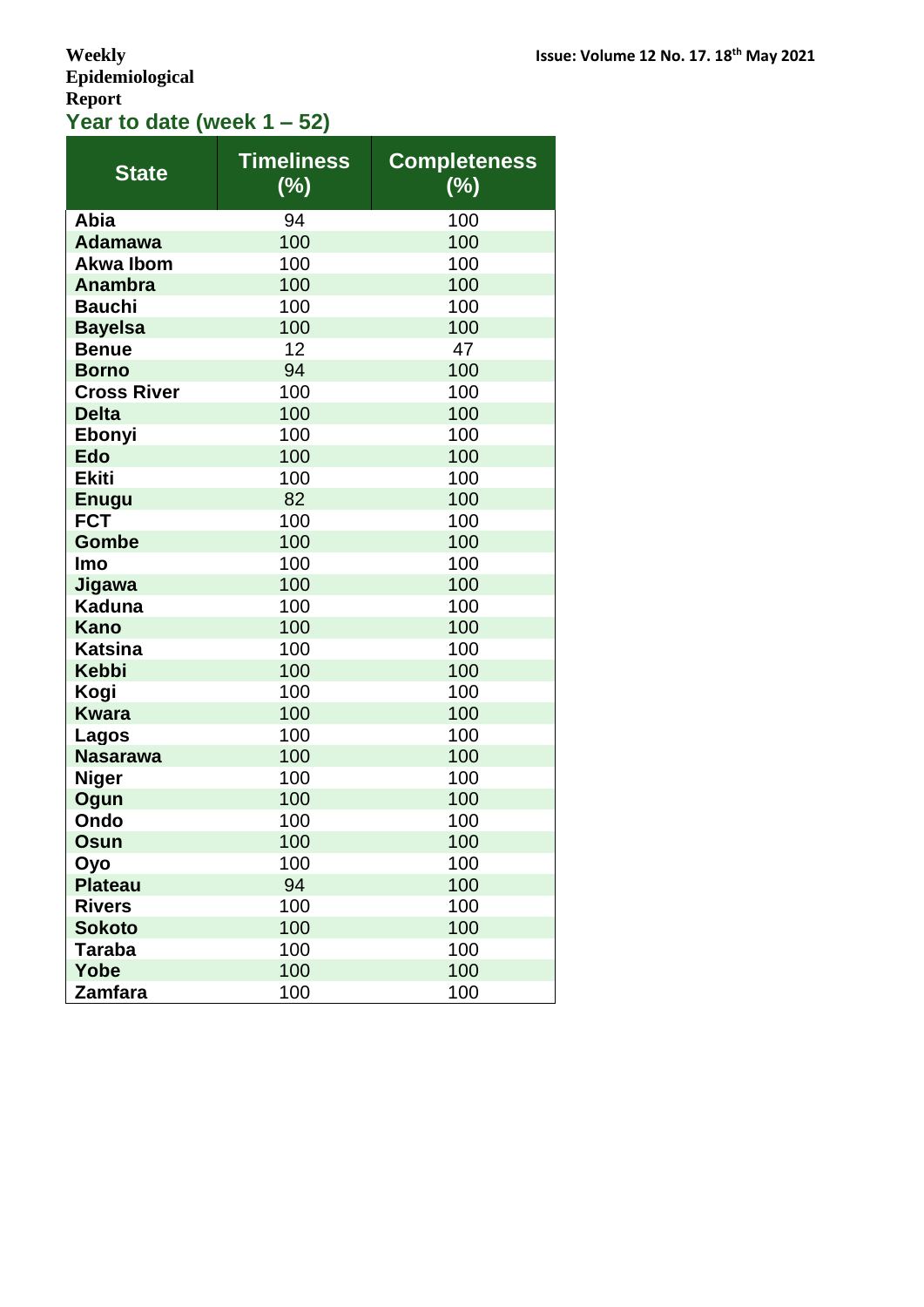## Year to date (week 1 – 52)

| State | Timeliness (%) | Completeness (%) |
|---|---|---|
| Abia | 94 | 100 |
| Adamawa | 100 | 100 |
| Akwa Ibom | 100 | 100 |
| Anambra | 100 | 100 |
| Bauchi | 100 | 100 |
| Bayelsa | 100 | 100 |
| Benue | 12 | 47 |
| Borno | 94 | 100 |
| Cross River | 100 | 100 |
| Delta | 100 | 100 |
| Ebonyi | 100 | 100 |
| Edo | 100 | 100 |
| Ekiti | 100 | 100 |
| Enugu | 82 | 100 |
| FCT | 100 | 100 |
| Gombe | 100 | 100 |
| Imo | 100 | 100 |
| Jigawa | 100 | 100 |
| Kaduna | 100 | 100 |
| Kano | 100 | 100 |
| Katsina | 100 | 100 |
| Kebbi | 100 | 100 |
| Kogi | 100 | 100 |
| Kwara | 100 | 100 |
| Lagos | 100 | 100 |
| Nasarawa | 100 | 100 |
| Niger | 100 | 100 |
| Ogun | 100 | 100 |
| Ondo | 100 | 100 |
| Osun | 100 | 100 |
| Oyo | 100 | 100 |
| Plateau | 94 | 100 |
| Rivers | 100 | 100 |
| Sokoto | 100 | 100 |
| Taraba | 100 | 100 |
| Yobe | 100 | 100 |
| Zamfara | 100 | 100 |